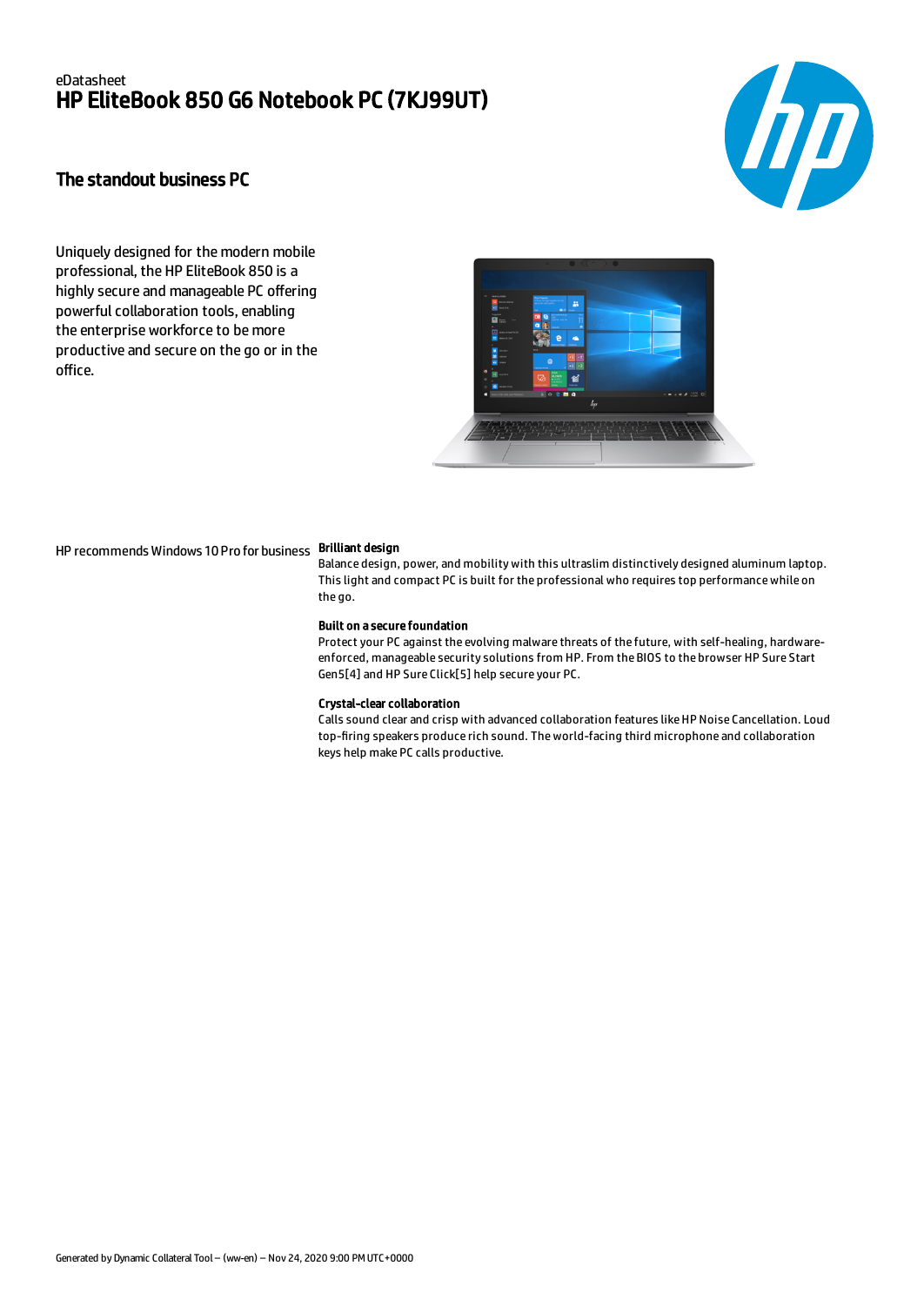eDatasheet

# HP EliteBook 850 G6 Notebook PC (7KJ99UT)

## The standout business PC

Uniquely designed for the modern mobile professional, the HP EliteBook 850 is a highly secure and manageable PC offering powerful collaboration tools, enabling the enterprise workforce to be more productive and secure on the go or in the office.

HP recommends Windows 10 Pro for business

**Brilliant design**

Balance design, power, and mobility with this ultraslim distinctively designed aluminum laptop. This light and compact PC is built for the professional who requires top performance while on the go.

**Built on a secure foundation**

Protect your PC against the evolving malware threats of the future, with self-healing, hardware-enforced, manageable security solutions from HP. From the BIOS to the browser HP Sure Start Gen5[4] and HP Sure Click[5] help secure your PC.

**Crystal-clear collaboration**

Calls sound clear and crisp with advanced collaboration features like HP Noise Cancellation. Loud top-firing speakers produce rich sound. The world-facing third microphone and collaboration keys help make PC calls productive.

Generated by Dynamic Collateral Tool – (ww-en) – Nov 24, 2020 9:00 PM UTC+0000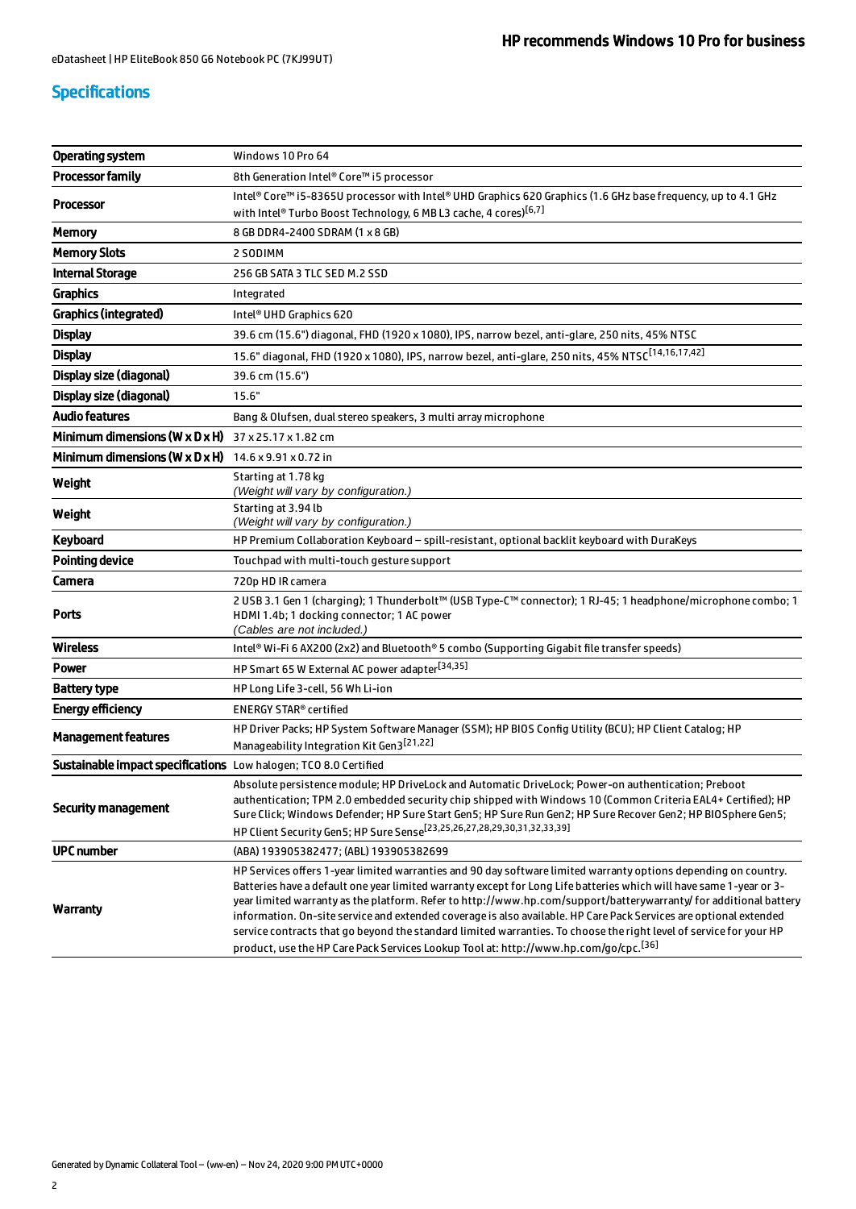## Specifications

| | |
|---|---|
| **Operating system** | Windows 10 Pro 64 |
| **Processor family** | 8th Generation Intel® Core™ i5 processor |
| **Processor** | Intel® Core™ i5-8365U processor with Intel® UHD Graphics 620 Graphics (1.6 GHz base frequency, up to 4.1 GHz with Intel® Turbo Boost Technology, 6 MB L3 cache, 4 cores)[6,7] |
| **Memory** | 8 GB DDR4-2400 SDRAM (1 x 8 GB) |
| **Memory Slots** | 2 SODIMM |
| **Internal Storage** | 256 GB SATA 3 TLC SED M.2 SSD |
| **Graphics** | Integrated |
| **Graphics (integrated)** | Intel® UHD Graphics 620 |
| **Display** | 39.6 cm (15.6") diagonal, FHD (1920 x 1080), IPS, narrow bezel, anti-glare, 250 nits, 45% NTSC |
| **Display** | 15.6" diagonal, FHD (1920 x 1080), IPS, narrow bezel, anti-glare, 250 nits, 45% NTSC[14,16,17,42] |
| **Display size (diagonal)** | 39.6 cm (15.6") |
| **Display size (diagonal)** | 15.6" |
| **Audio features** | Bang & Olufsen, dual stereo speakers, 3 multi array microphone |
| **Minimum dimensions (W x D x H)** | 37 x 25.17 x 1.82 cm |
| **Minimum dimensions (W x D x H)** | 14.6 x 9.91 x 0.72 in |
| **Weight** | Starting at 1.78 kg<br>*(Weight will vary by configuration.)* |
| **Weight** | Starting at 3.94 lb<br>*(Weight will vary by configuration.)* |
| **Keyboard** | HP Premium Collaboration Keyboard – spill-resistant, optional backlit keyboard with DuraKeys |
| **Pointing device** | Touchpad with multi-touch gesture support |
| **Camera** | 720p HD IR camera |
| **Ports** | 2 USB 3.1 Gen 1 (charging); 1 Thunderbolt™ (USB Type-C™ connector); 1 RJ-45; 1 headphone/microphone combo; 1 HDMI 1.4b; 1 docking connector; 1 AC power<br>*(Cables are not included.)* |
| **Wireless** | Intel® Wi-Fi 6 AX200 (2x2) and Bluetooth® 5 combo (Supporting Gigabit file transfer speeds) |
| **Power** | HP Smart 65 W External AC power adapter[34,35] |
| **Battery type** | HP Long Life 3-cell, 56 Wh Li-ion |
| **Energy efficiency** | ENERGY STAR® certified |
| **Management features** | HP Driver Packs; HP System Software Manager (SSM); HP BIOS Config Utility (BCU); HP Client Catalog; HP Manageability Integration Kit Gen3[21,22] |
| **Sustainable impact specifications** | Low halogen; TCO 8.0 Certified |
| **Security management** | Absolute persistence module; HP DriveLock and Automatic DriveLock; Power-on authentication; Preboot authentication; TPM 2.0 embedded security chip shipped with Windows 10 (Common Criteria EAL4+ Certified); HP Sure Click; Windows Defender; HP Sure Start Gen5; HP Sure Run Gen2; HP Sure Recover Gen2; HP BIOSphere Gen5; HP Client Security Gen5; HP Sure Sense[23,25,26,27,28,29,30,31,32,33,39] |
| **UPC number** | (ABA) 193905382477; (ABL) 193905382699 |
| **Warranty** | HP Services offers 1-year limited warranties and 90 day software limited warranty options depending on country. Batteries have a default one year limited warranty except for Long Life batteries which will have same 1-year or 3-year limited warranty as the platform. Refer to http://www.hp.com/support/batterywarranty/ for additional battery information. On-site service and extended coverage is also available. HP Care Pack Services are optional extended service contracts that go beyond the standard limited warranties. To choose the right level of service for your HP product, use the HP Care Pack Services Lookup Tool at: http://www.hp.com/go/cpc.[36] |

Generated by Dynamic Collateral Tool – (ww-en) – Nov 24, 2020 9:00 PM UTC+0000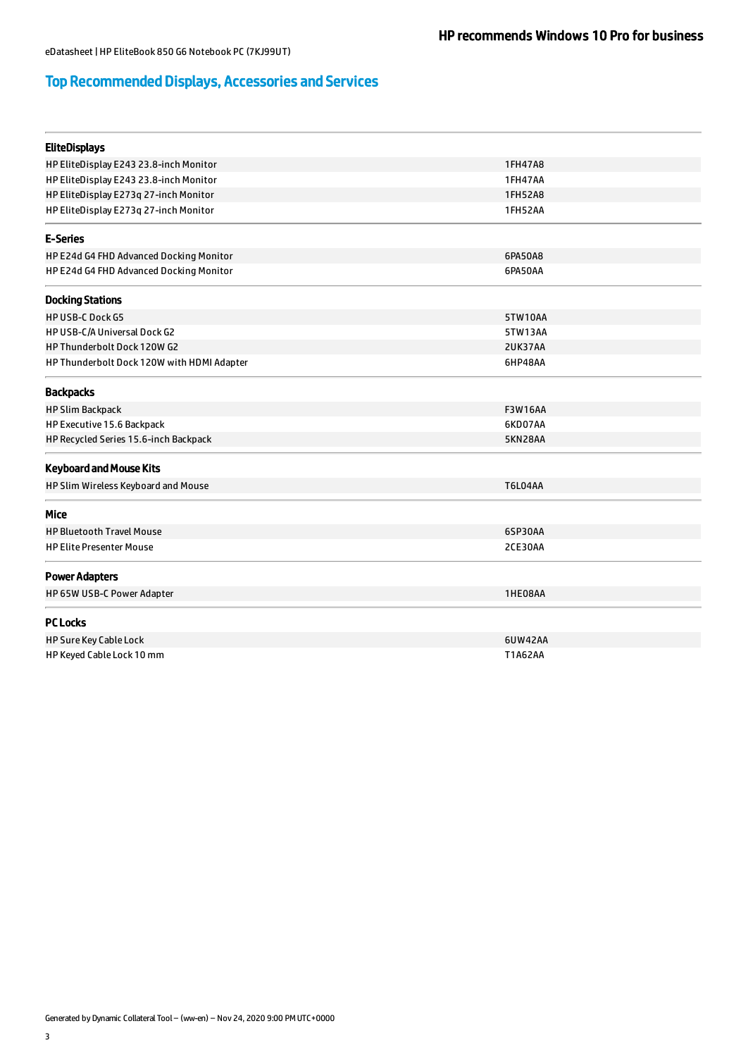## Top Recommended Displays, Accessories and Services

### EliteDisplays

| | |
|---|---|
| HP EliteDisplay E243 23.8-inch Monitor | 1FH47A8 |
| HP EliteDisplay E243 23.8-inch Monitor | 1FH47AA |
| HP EliteDisplay E273q 27-inch Monitor | 1FH52A8 |
| HP EliteDisplay E273q 27-inch Monitor | 1FH52AA |

### E-Series

| | |
|---|---|
| HP E24d G4 FHD Advanced Docking Monitor | 6PA50A8 |
| HP E24d G4 FHD Advanced Docking Monitor | 6PA50AA |

### Docking Stations

| | |
|---|---|
| HP USB-C Dock G5 | 5TW10AA |
| HP USB-C/A Universal Dock G2 | 5TW13AA |
| HP Thunderbolt Dock 120W G2 | 2UK37AA |
| HP Thunderbolt Dock 120W with HDMI Adapter | 6HP48AA |

### Backpacks

| | |
|---|---|
| HP Slim Backpack | F3W16AA |
| HP Executive 15.6 Backpack | 6KD07AA |
| HP Recycled Series 15.6-inch Backpack | 5KN28AA |

### Keyboard and Mouse Kits

| | |
|---|---|
| HP Slim Wireless Keyboard and Mouse | T6L04AA |

### Mice

| | |
|---|---|
| HP Bluetooth Travel Mouse | 6SP30AA |
| HP Elite Presenter Mouse | 2CE30AA |

### Power Adapters

| | |
|---|---|
| HP 65W USB-C Power Adapter | 1HE08AA |

### PC Locks

| | |
|---|---|
| HP Sure Key Cable Lock | 6UW42AA |
| HP Keyed Cable Lock 10 mm | T1A62AA |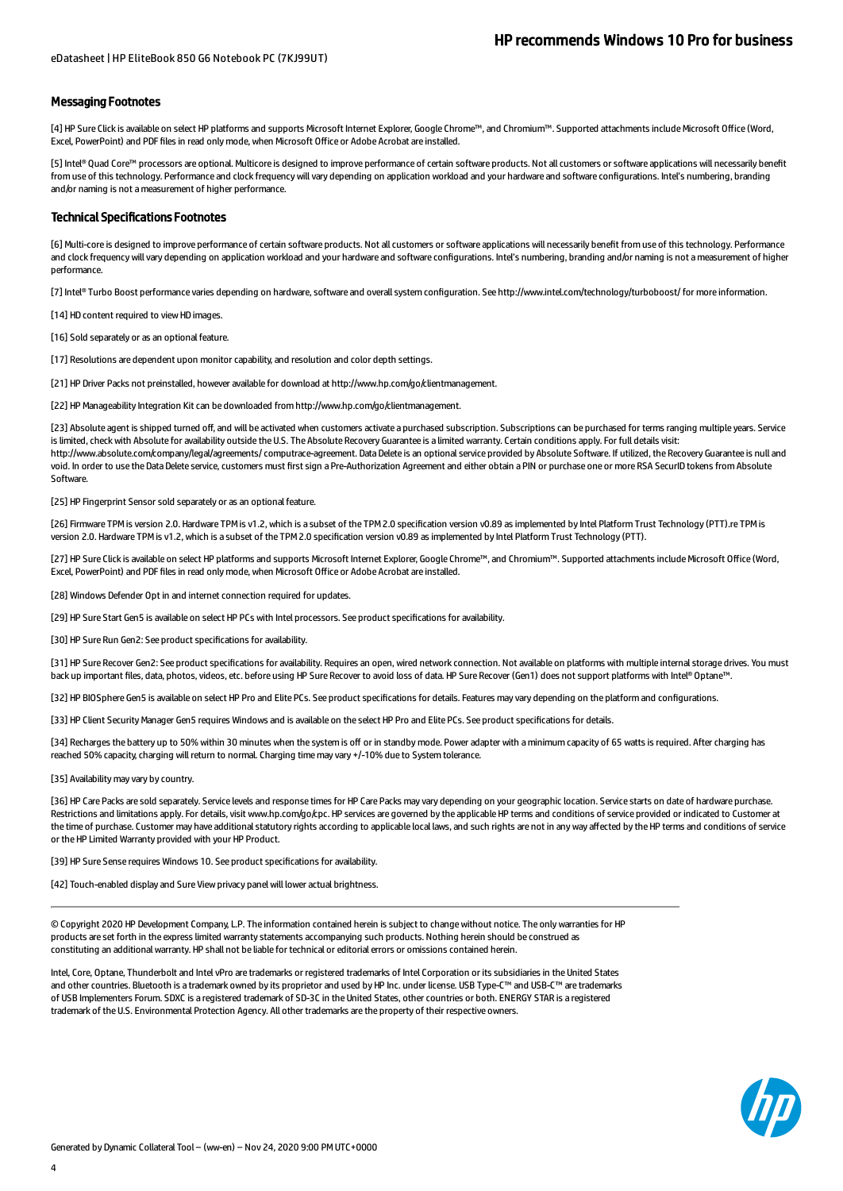## Messaging Footnotes

[4] HP Sure Click is available on select HP platforms and supports Microsoft Internet Explorer, Google Chrome™, and Chromium™. Supported attachments include Microsoft Office (Word, Excel, PowerPoint) and PDF files in read only mode, when Microsoft Office or Adobe Acrobat are installed.

[5] Intel® Quad Core™ processors are optional. Multicore is designed to improve performance of certain software products. Not all customers or software applications will necessarily benefit from use of this technology. Performance and clock frequency will vary depending on application workload and your hardware and software configurations. Intel's numbering, branding and/or naming is not a measurement of higher performance.

## Technical Specifications Footnotes

[6] Multi-core is designed to improve performance of certain software products. Not all customers or software applications will necessarily benefit from use of this technology. Performance and clock frequency will vary depending on application workload and your hardware and software configurations. Intel's numbering, branding and/or naming is not a measurement of higher performance.

[7] Intel® Turbo Boost performance varies depending on hardware, software and overall system configuration. See http://www.intel.com/technology/turboboost/ for more information.

[14] HD content required to view HD images.

[16] Sold separately or as an optional feature.

[17] Resolutions are dependent upon monitor capability, and resolution and color depth settings.

[21] HP Driver Packs not preinstalled, however available for download at http://www.hp.com/go/clientmanagement.

[22] HP Manageability Integration Kit can be downloaded from http://www.hp.com/go/clientmanagement.

[23] Absolute agent is shipped turned off, and will be activated when customers activate a purchased subscription. Subscriptions can be purchased for terms ranging multiple years. Service is limited, check with Absolute for availability outside the U.S. The Absolute Recovery Guarantee is a limited warranty. Certain conditions apply. For full details visit: http://www.absolute.com/company/legal/agreements/ computrace-agreement. Data Delete is an optional service provided by Absolute Software. If utilized, the Recovery Guarantee is null and void. In order to use the Data Delete service, customers must first sign a Pre-Authorization Agreement and either obtain a PIN or purchase one or more RSA SecurID tokens from Absolute Software.

[25] HP Fingerprint Sensor sold separately or as an optional feature.

[26] Firmware TPM is version 2.0. Hardware TPM is v1.2, which is a subset of the TPM 2.0 specification version v0.89 as implemented by Intel Platform Trust Technology (PTT).re TPM is version 2.0. Hardware TPM is v1.2, which is a subset of the TPM 2.0 specification version v0.89 as implemented by Intel Platform Trust Technology (PTT).

[27] HP Sure Click is available on select HP platforms and supports Microsoft Internet Explorer, Google Chrome™, and Chromium™. Supported attachments include Microsoft Office (Word, Excel, PowerPoint) and PDF files in read only mode, when Microsoft Office or Adobe Acrobat are installed.

[28] Windows Defender Opt in and internet connection required for updates.

[29] HP Sure Start Gen5 is available on select HP PCs with Intel processors. See product specifications for availability.

[30] HP Sure Run Gen2: See product specifications for availability.

[31] HP Sure Recover Gen2: See product specifications for availability. Requires an open, wired network connection. Not available on platforms with multiple internal storage drives. You must back up important files, data, photos, videos, etc. before using HP Sure Recover to avoid loss of data. HP Sure Recover (Gen1) does not support platforms with Intel® Optane™.

[32] HP BIOSphere Gen5 is available on select HP Pro and Elite PCs. See product specifications for details. Features may vary depending on the platform and configurations.

[33] HP Client Security Manager Gen5 requires Windows and is available on the select HP Pro and Elite PCs. See product specifications for details.

[34] Recharges the battery up to 50% within 30 minutes when the system is off or in standby mode. Power adapter with a minimum capacity of 65 watts is required. After charging has reached 50% capacity, charging will return to normal. Charging time may vary +/-10% due to System tolerance.

[35] Availability may vary by country.

[36] HP Care Packs are sold separately. Service levels and response times for HP Care Packs may vary depending on your geographic location. Service starts on date of hardware purchase. Restrictions and limitations apply. For details, visit www.hp.com/go/cpc. HP services are governed by the applicable HP terms and conditions of service provided or indicated to Customer at the time of purchase. Customer may have additional statutory rights according to applicable local laws, and such rights are not in any way affected by the HP terms and conditions of service or the HP Limited Warranty provided with your HP Product.

[39] HP Sure Sense requires Windows 10. See product specifications for availability.

[42] Touch-enabled display and Sure View privacy panel will lower actual brightness.

---

© Copyright 2020 HP Development Company, L.P. The information contained herein is subject to change without notice. The only warranties for HP products are set forth in the express limited warranty statements accompanying such products. Nothing herein should be construed as constituting an additional warranty. HP shall not be liable for technical or editorial errors or omissions contained herein.

Intel, Core, Optane, Thunderbolt and Intel vPro are trademarks or registered trademarks of Intel Corporation or its subsidiaries in the United States and other countries. Bluetooth is a trademark owned by its proprietor and used by HP Inc. under license. USB Type-C™ and USB-C™ are trademarks of USB Implementers Forum. SDXC is a registered trademark of SD-3C in the United States, other countries or both. ENERGY STAR is a registered trademark of the U.S. Environmental Protection Agency. All other trademarks are the property of their respective owners.

Generated by Dynamic Collateral Tool – (ww-en) – Nov 24, 2020 9:00 PM UTC+0000